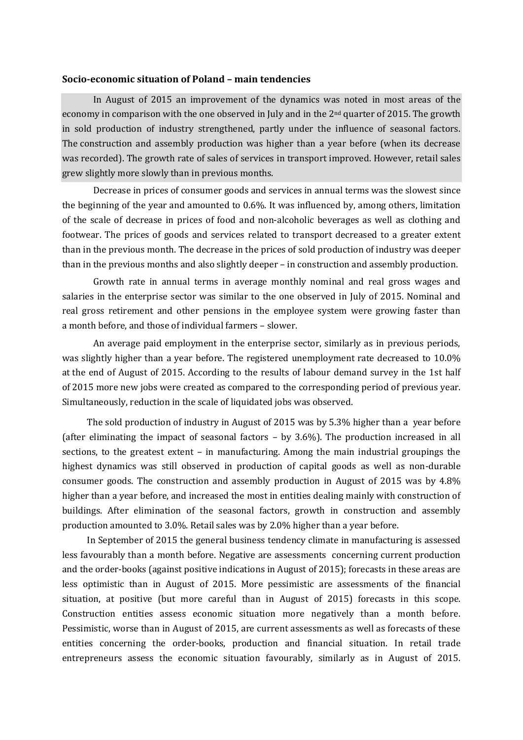**Socio-economic situation of Poland – main tendencies**

In August of 2015 an improvement of the dynamics was noted in most areas of the economy in comparison with the one observed in July and in the 2nd quarter of 2015. The growth in sold production of industry strengthened, partly under the influence of seasonal factors. The construction and assembly production was higher than a year before (when its decrease was recorded). The growth rate of sales of services in transport improved. However, retail sales grew slightly more slowly than in previous months.

Decrease in prices of consumer goods and services in annual terms was the slowest since the beginning of the year and amounted to 0.6%. It was influenced by, among others, limitation of the scale of decrease in prices of food and non-alcoholic beverages as well as clothing and footwear. The prices of goods and services related to transport decreased to a greater extent than in the previous month. The decrease in the prices of sold production of industry was deeper than in the previous months and also slightly deeper – in construction and assembly production.

Growth rate in annual terms in average monthly nominal and real gross wages and salaries in the enterprise sector was similar to the one observed in July of 2015. Nominal and real gross retirement and other pensions in the employee system were growing faster than a month before, and those of individual farmers – slower.

An average paid employment in the enterprise sector, similarly as in previous periods, was slightly higher than a year before. The registered unemployment rate decreased to 10.0% at the end of August of 2015. According to the results of labour demand survey in the 1st half of 2015 more new jobs were created as compared to the corresponding period of previous year. Simultaneously, reduction in the scale of liquidated jobs was observed.

The sold production of industry in August of 2015 was by 5.3% higher than a year before (after eliminating the impact of seasonal factors – by 3.6%). The production increased in all sections, to the greatest extent – in manufacturing. Among the main industrial groupings the highest dynamics was still observed in production of capital goods as well as non-durable consumer goods. The construction and assembly production in August of 2015 was by 4.8% higher than a year before, and increased the most in entities dealing mainly with construction of buildings. After elimination of the seasonal factors, growth in construction and assembly production amounted to 3.0%. Retail sales was by 2.0% higher than a year before.

In September of 2015 the general business tendency climate in manufacturing is assessed less favourably than a month before. Negative are assessments concerning current production and the order-books (against positive indications in August of 2015); forecasts in these areas are less optimistic than in August of 2015. More pessimistic are assessments of the financial situation, at positive (but more careful than in August of 2015) forecasts in this scope. Construction entities assess economic situation more negatively than a month before. Pessimistic, worse than in August of 2015, are current assessments as well as forecasts of these entities concerning the order-books, production and financial situation. In retail trade entrepreneurs assess the economic situation favourably, similarly as in August of 2015.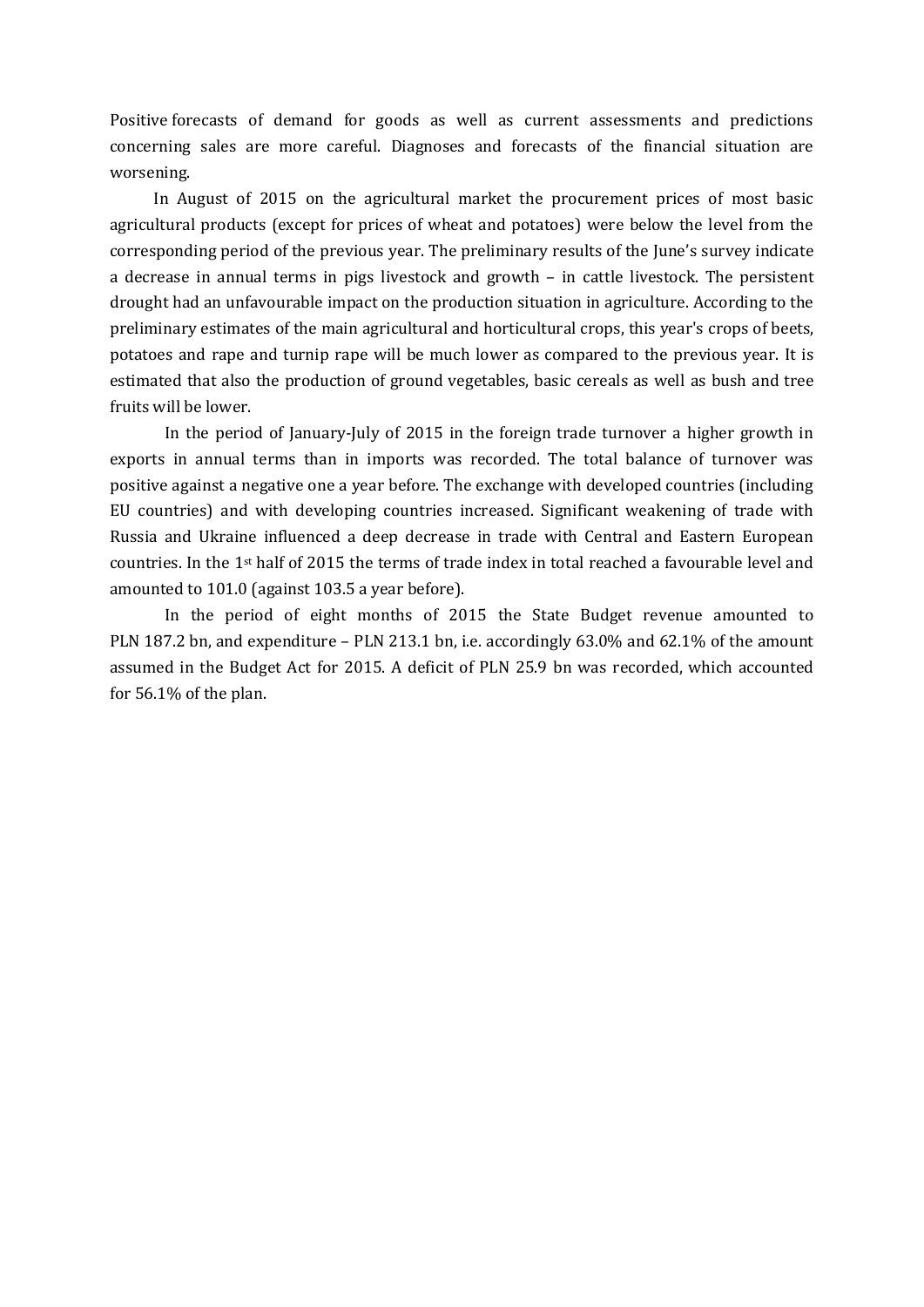Positive forecasts of demand for goods as well as current assessments and predictions concerning sales are more careful. Diagnoses and forecasts of the financial situation are worsening.

In August of 2015 on the agricultural market the procurement prices of most basic agricultural products (except for prices of wheat and potatoes) were below the level from the corresponding period of the previous year. The preliminary results of the June's survey indicate a decrease in annual terms in pigs livestock and growth – in cattle livestock. The persistent drought had an unfavourable impact on the production situation in agriculture. According to the preliminary estimates of the main agricultural and horticultural crops, this year's crops of beets, potatoes and rape and turnip rape will be much lower as compared to the previous year. It is estimated that also the production of ground vegetables, basic cereals as well as bush and tree fruits will be lower.

In the period of January-July of 2015 in the foreign trade turnover a higher growth in exports in annual terms than in imports was recorded. The total balance of turnover was positive against a negative one a year before. The exchange with developed countries (including EU countries) and with developing countries increased. Significant weakening of trade with Russia and Ukraine influenced a deep decrease in trade with Central and Eastern European countries. In the 1st half of 2015 the terms of trade index in total reached a favourable level and amounted to 101.0 (against 103.5 a year before).

In the period of eight months of 2015 the State Budget revenue amounted to PLN 187.2 bn, and expenditure – PLN 213.1 bn, i.e. accordingly 63.0% and 62.1% of the amount assumed in the Budget Act for 2015. A deficit of PLN 25.9 bn was recorded, which accounted for 56.1% of the plan.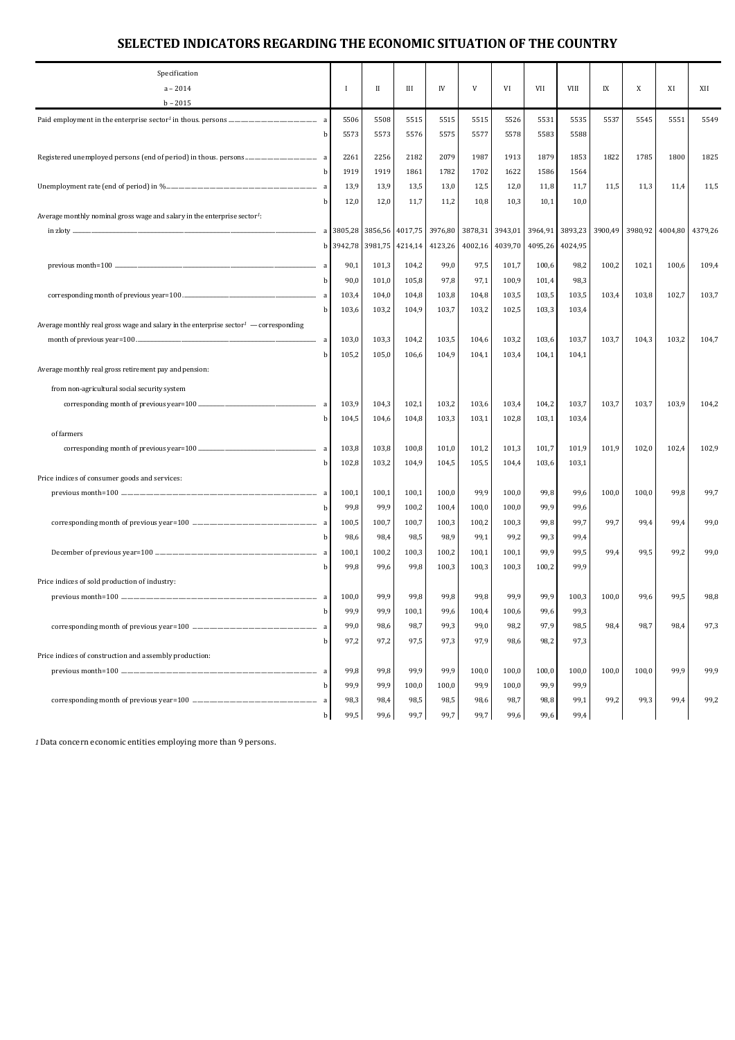# SELECTED INDICATORS REGARDING THE ECONOMIC SITUATION OF THE COUNTRY

| Specification<br>a – 2014<br>b – 2015 | | I | II | III | IV | V | VI | VII | VIII | IX | X | XI | XII |
|---|---|---|---|---|---|---|---|---|---|---|---|---|---|
| Paid employment in the enterprise sector[1] in thous. persons | a | 5506 | 5508 | 5515 | 5515 | 5515 | 5526 | 5531 | 5535 | 5537 | 5545 | 5551 | 5549 |
| | b | 5573 | 5573 | 5576 | 5575 | 5577 | 5578 | 5583 | 5588 | | | | |
| Registered unemployed persons (end of period) in thous. persons | a | 2261 | 2256 | 2182 | 2079 | 1987 | 1913 | 1879 | 1853 | 1822 | 1785 | 1800 | 1825 |
| | b | 1919 | 1919 | 1861 | 1782 | 1702 | 1622 | 1586 | 1564 | | | | |
| Unemployment rate (end of period) in % | a | 13,9 | 13,9 | 13,5 | 13,0 | 12,5 | 12,0 | 11,8 | 11,7 | 11,5 | 11,3 | 11,4 | 11,5 |
| | b | 12,0 | 12,0 | 11,7 | 11,2 | 10,8 | 10,3 | 10,1 | 10,0 | | | | |
| Average monthly nominal gross wage and salary in the enterprise sector[1]: | | | | | | | | | | | | | |
| in zloty | a | 3805,28 | 3856,56 | 4017,75 | 3976,80 | 3878,31 | 3943,01 | 3964,91 | 3893,23 | 3900,49 | 3980,92 | 4004,80 | 4379,26 |
| | b | 3942,78 | 3981,75 | 4214,14 | 4123,26 | 4002,16 | 4039,70 | 4095,26 | 4024,95 | | | | |
| previous month=100 | a | 90,1 | 101,3 | 104,2 | 99,0 | 97,5 | 101,7 | 100,6 | 98,2 | 100,2 | 102,1 | 100,6 | 109,4 |
| | b | 90,0 | 101,0 | 105,8 | 97,8 | 97,1 | 100,9 | 101,4 | 98,3 | | | | |
| corresponding month of previous year=100 | a | 103,4 | 104,0 | 104,8 | 103,8 | 104,8 | 103,5 | 103,5 | 103,5 | 103,4 | 103,8 | 102,7 | 103,7 |
| | b | 103,6 | 103,2 | 104,9 | 103,7 | 103,2 | 102,5 | 103,3 | 103,4 | | | | |
| Average monthly real gross wage and salary in the enterprise sector[1] — corresponding month of previous year=100 | a | 103,0 | 103,3 | 104,2 | 103,5 | 104,6 | 103,2 | 103,6 | 103,7 | 103,7 | 104,3 | 103,2 | 104,7 |
| | b | 105,2 | 105,0 | 106,6 | 104,9 | 104,1 | 103,4 | 104,1 | 104,1 | | | | |
| Average monthly real gross retirement pay and pension: | | | | | | | | | | | | | |
| from non-agricultural social security system | | | | | | | | | | | | | |
| corresponding month of previous year=100 | a | 103,9 | 104,3 | 102,1 | 103,2 | 103,6 | 103,4 | 104,2 | 103,7 | 103,7 | 103,7 | 103,9 | 104,2 |
| | b | 104,5 | 104,6 | 104,8 | 103,3 | 103,1 | 102,8 | 103,1 | 103,4 | | | | |
| of farmers | | | | | | | | | | | | | |
| corresponding month of previous year=100 | a | 103,8 | 103,8 | 100,8 | 101,0 | 101,2 | 101,3 | 101,7 | 101,9 | 101,9 | 102,0 | 102,4 | 102,9 |
| | b | 102,8 | 103,2 | 104,9 | 104,5 | 105,5 | 104,4 | 103,6 | 103,1 | | | | |
| Price indices of consumer goods and services: | | | | | | | | | | | | | |
| previous month=100 | a | 100,1 | 100,1 | 100,1 | 100,0 | 99,9 | 100,0 | 99,8 | 99,6 | 100,0 | 100,0 | 99,8 | 99,7 |
| | b | 99,8 | 99,9 | 100,2 | 100,4 | 100,0 | 100,0 | 99,9 | 99,6 | | | | |
| corresponding month of previous year=100 | a | 100,5 | 100,7 | 100,7 | 100,3 | 100,2 | 100,3 | 99,8 | 99,7 | 99,7 | 99,4 | 99,4 | 99,0 |
| | b | 98,6 | 98,4 | 98,5 | 98,9 | 99,1 | 99,2 | 99,3 | 99,4 | | | | |
| December of previous year=100 | a | 100,1 | 100,2 | 100,3 | 100,2 | 100,1 | 100,1 | 99,9 | 99,5 | 99,4 | 99,5 | 99,2 | 99,0 |
| | b | 99,8 | 99,6 | 99,8 | 100,3 | 100,3 | 100,3 | 100,2 | 99,9 | | | | |
| Price indices of sold production of industry: | | | | | | | | | | | | | |
| previous month=100 | a | 100,0 | 99,9 | 99,8 | 99,8 | 99,8 | 99,9 | 99,9 | 100,3 | 100,0 | 99,6 | 99,5 | 98,8 |
| | b | 99,9 | 99,9 | 100,1 | 99,6 | 100,4 | 100,6 | 99,6 | 99,3 | | | | |
| corresponding month of previous year=100 | a | 99,0 | 98,6 | 98,7 | 99,3 | 99,0 | 98,2 | 97,9 | 98,5 | 98,4 | 98,7 | 98,4 | 97,3 |
| | b | 97,2 | 97,2 | 97,5 | 97,3 | 97,9 | 98,6 | 98,2 | 97,3 | | | | |
| Price indices of construction and assembly production: | | | | | | | | | | | | | |
| previous month=100 | a | 99,8 | 99,8 | 99,9 | 99,9 | 100,0 | 100,0 | 100,0 | 100,0 | 100,0 | 100,0 | 99,9 | 99,9 |
| | b | 99,9 | 99,9 | 100,0 | 100,0 | 99,9 | 100,0 | 99,9 | 99,9 | | | | |
| corresponding month of previous year=100 | a | 98,3 | 98,4 | 98,5 | 98,5 | 98,6 | 98,7 | 98,8 | 99,1 | 99,2 | 99,3 | 99,4 | 99,2 |
| | b | 99,5 | 99,6 | 99,7 | 99,7 | 99,7 | 99,6 | 99,6 | 99,4 | | | | |

*1* Data concern economic entities employing more than 9 persons.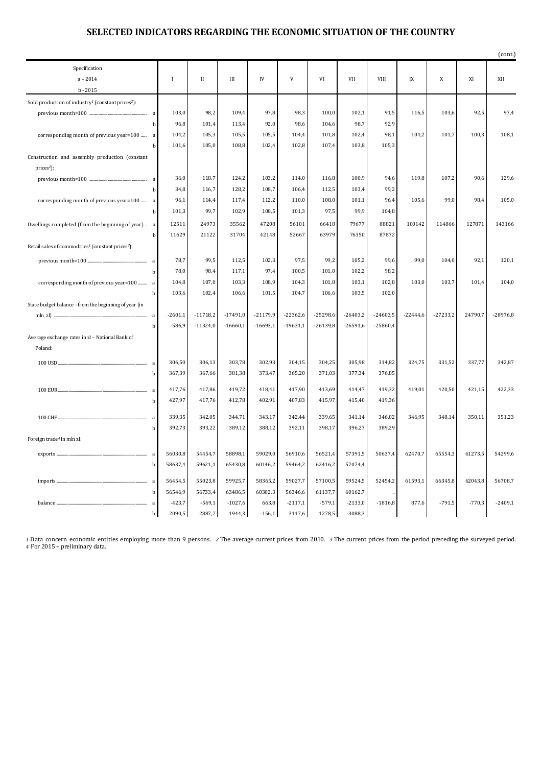# SELECTED INDICATORS REGARDING THE ECONOMIC SITUATION OF THE COUNTRY

(cont.)

| Specification<br>a – 2014<br>b - 2015 | | I | II | III | IV | V | VI | VII | VIII | IX | X | XI | XII |
|---|---|---|---|---|---|---|---|---|---|---|---|---|---|
| Sold production of industry[1] (constant prices[2]): | | | | | | | | | | | | | |
| previous month=100 | a | 103,0 | 98,2 | 109,4 | 97,8 | 98,3 | 100,0 | 102,1 | 91,5 | 116,5 | 103,6 | 92,5 | 97,4 |
| | b | 96,8 | 101,4 | 113,4 | 92,0 | 98,6 | 104,6 | 98,7 | 92,9 | | | | |
| corresponding month of previous year=100 | a | 104,2 | 105,3 | 105,5 | 105,5 | 104,4 | 101,8 | 102,4 | 98,1 | 104,2 | 101,7 | 100,3 | 108,1 |
| | b | 101,6 | 105,0 | 108,8 | 102,4 | 102,8 | 107,4 | 103,8 | 105,3 | | | | |
| Construction and assembly production (constant prices[2]): | | | | | | | | | | | | | |
| previous month=100 | a | 36,0 | 118,7 | 124,2 | 103,2 | 114,0 | 116,8 | 100,9 | 94,6 | 119,8 | 107,2 | 90,6 | 129,6 |
| | b | 34,8 | 116,7 | 128,2 | 108,7 | 106,4 | 112,5 | 103,4 | 99,2 | | | | |
| corresponding month of previous year=100 | a | 96,1 | 114,4 | 117,4 | 112,2 | 110,0 | 108,0 | 101,1 | 96,4 | 105,6 | 99,0 | 98,4 | 105,0 |
| | b | 101,3 | 99,7 | 102,9 | 108,5 | 101,3 | 97,5 | 99,9 | 104,8 | | | | |
| Dwellings completed (from the beginning of year) | a | 12511 | 24973 | 35562 | 47208 | 56101 | 66418 | 79677 | 88821 | 100142 | 114866 | 127871 | 143166 |
| | b | 11629 | 21122 | 31704 | 42148 | 52667 | 63979 | 76350 | 87872 | | | | |
| Retail sales of commodities[1] (constant prices[3]): | | | | | | | | | | | | | |
| previous month=100 | a | 78,7 | 99,5 | 112,5 | 102,3 | 97,5 | 99,2 | 105,2 | 99,6 | 99,0 | 104,0 | 92,1 | 120,1 |
| | b | 78,0 | 98,4 | 117,1 | 97,4 | 100,5 | 101,0 | 102,2 | 98,2 | | | | |
| corresponding month of previous year=100 | a | 104,8 | 107,0 | 103,3 | 108,9 | 104,3 | 101,8 | 103,1 | 102,8 | 103,0 | 103,7 | 101,4 | 104,0 |
| | b | 103,6 | 102,4 | 106,6 | 101,5 | 104,7 | 106,6 | 103,5 | 102,0 | | | | |
| State budget balance - from the beginning of year (in mln zl) | a | -2601,1 | -11718,2 | -17491,0 | -21179,9 | -22362,6 | -25298,6 | -26403,2 | -24603,5 | -22444,6 | -27233,2 | 24790,7 | -28976,8 |
| | b | -586,9 | -11324,0 | -16660,1 | -16693,1 | -19631,1 | -26139,8 | -26591,6 | -25860,4 | | | | |
| Average exchange rates in zl – National Bank of Poland: | | | | | | | | | | | | | |
| 100 USD | a | 306,50 | 306,13 | 303,78 | 302,93 | 304,15 | 304,25 | 305,98 | 314,82 | 324,75 | 331,52 | 337,77 | 342,87 |
| | b | 367,39 | 367,66 | 381,38 | 373,47 | 365,20 | 371,03 | 377,34 | 376,85 | | | | |
| 100 EUR | a | 417,76 | 417,86 | 419,72 | 418,41 | 417,90 | 413,69 | 414,47 | 419,32 | 419,01 | 420,50 | 421,15 | 422,33 |
| | b | 427,97 | 417,76 | 412,78 | 402,91 | 407,83 | 415,97 | 415,40 | 419,36 | | | | |
| 100 CHF | a | 339,35 | 342,05 | 344,71 | 343,17 | 342,44 | 339,65 | 341,14 | 346,02 | 346,95 | 348,14 | 350,11 | 351,23 |
| | b | 392,73 | 393,22 | 389,12 | 388,12 | 392,11 | 398,17 | 396,27 | 389,29 | | | | |
| Foreign trade[4] in mln zl: | | | | | | | | | | | | | |
| exports | a | 56030,8 | 54454,7 | 58898,1 | 59029,0 | 56910,6 | 56521,4 | 57391,5 | 50637,4 | 62470,7 | 65554,3 | 61273,5 | 54299,6 |
| | b | 58637,4 | 59621,1 | 65430,8 | 60146,2 | 59464,2 | 62416,2 | 57074,4 | . | | | | |
| imports | a | 56454,5 | 55023,8 | 59925,7 | 58365,2 | 59027,7 | 57100,5 | 59524,5 | 52454,2 | 61593,1 | 66345,8 | 62043,8 | 56708,7 |
| | b | 56546,9 | 56733,4 | 63486,5 | 60302,3 | 56346,6 | 61137,7 | 60162,7 | . | | | | |
| balance | a | -423,7 | -569,1 | -1027,6 | 663,8 | -2117,1 | -579,1 | -2133,0 | -1816,8 | 877,6 | -791,5 | -770,3 | -2409,1 |
| | b | 2090,5 | 2887,7 | 1944,3 | -156,1 | 3117,6 | 1278,5 | -3088,3 | . | | | | |

*1* Data concern economic entities employing more than 9 persons. *2* The average current prices from 2010. *3* The current prices from the period preceding the surveyed period. *4* For 2015 – preliminary data.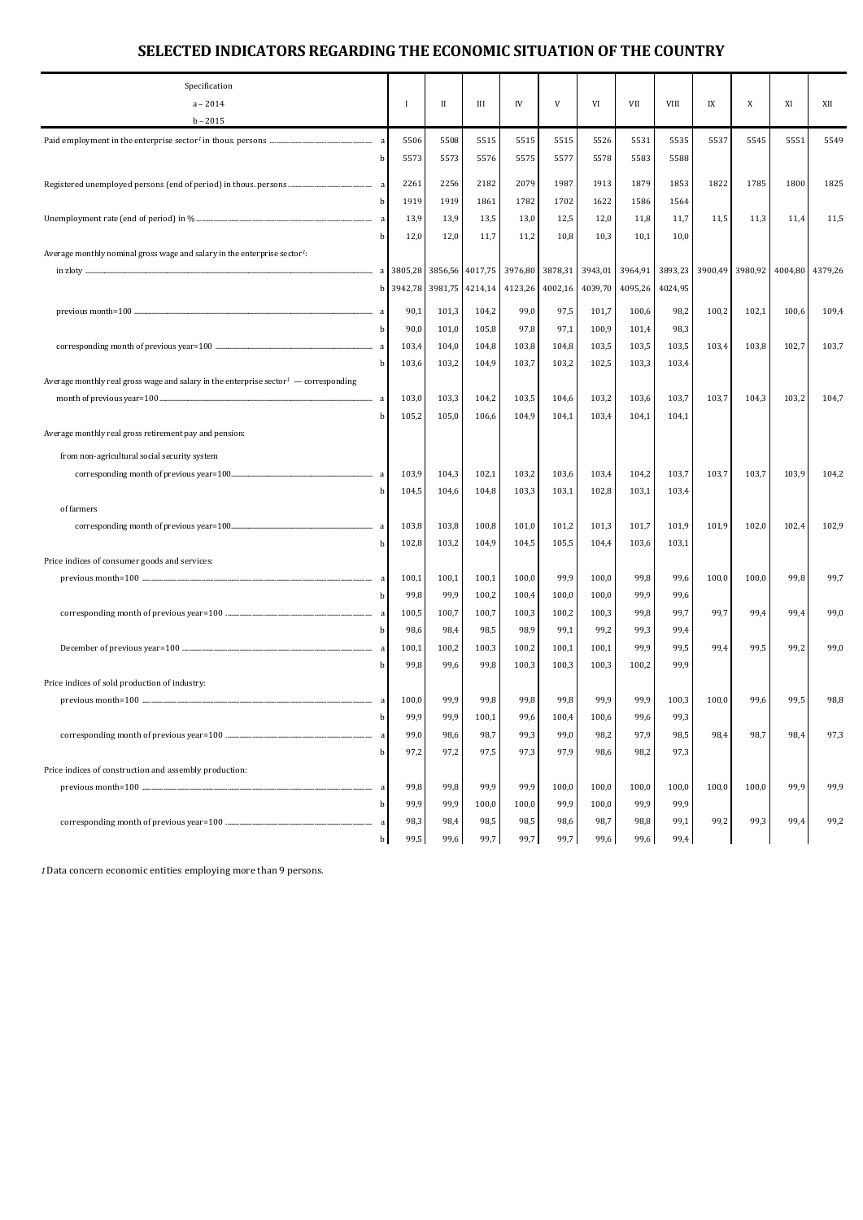# SELECTED INDICATORS REGARDING THE ECONOMIC SITUATION OF THE COUNTRY

| Specification<br>a – 2014<br>b – 2015 | | I | II | III | IV | V | VI | VII | VIII | IX | X | XI | XII |
|---|---|---|---|---|---|---|---|---|---|---|---|---|---|
| Paid employment in the enterprise sector[1] in thous. persons | a | 5506 | 5508 | 5515 | 5515 | 5515 | 5526 | 5531 | 5535 | 5537 | 5545 | 5551 | 5549 |
| | b | 5573 | 5573 | 5576 | 5575 | 5577 | 5578 | 5583 | 5588 | | | | |
| Registered unemployed persons (end of period) in thous. persons | a | 2261 | 2256 | 2182 | 2079 | 1987 | 1913 | 1879 | 1853 | 1822 | 1785 | 1800 | 1825 |
| | b | 1919 | 1919 | 1861 | 1782 | 1702 | 1622 | 1586 | 1564 | | | | |
| Unemployment rate (end of period) in % | a | 13,9 | 13,9 | 13,5 | 13,0 | 12,5 | 12,0 | 11,8 | 11,7 | 11,5 | 11,3 | 11,4 | 11,5 |
| | b | 12,0 | 12,0 | 11,7 | 11,2 | 10,8 | 10,3 | 10,1 | 10,0 | | | | |
| Average monthly nominal gross wage and salary in the enterprise sector[1]: | | | | | | | | | | | | | |
| in zloty | a | 3805,28 | 3856,56 | 4017,75 | 3976,80 | 3878,31 | 3943,01 | 3964,91 | 3893,23 | 3900,49 | 3980,92 | 4004,80 | 4379,26 |
| | b | 3942,78 | 3981,75 | 4214,14 | 4123,26 | 4002,16 | 4039,70 | 4095,26 | 4024,95 | | | | |
| previous month=100 | a | 90,1 | 101,3 | 104,2 | 99,0 | 97,5 | 101,7 | 100,6 | 98,2 | 100,2 | 102,1 | 100,6 | 109,4 |
| | b | 90,0 | 101,0 | 105,8 | 97,8 | 97,1 | 100,9 | 101,4 | 98,3 | | | | |
| corresponding month of previous year=100 | a | 103,4 | 104,0 | 104,8 | 103,8 | 104,8 | 103,5 | 103,5 | 103,5 | 103,4 | 103,8 | 102,7 | 103,7 |
| | b | 103,6 | 103,2 | 104,9 | 103,7 | 103,2 | 102,5 | 103,3 | 103,4 | | | | |
| Average monthly real gross wage and salary in the enterprise sector[1] — corresponding month of previous year=100 | a | 103,0 | 103,3 | 104,2 | 103,5 | 104,6 | 103,2 | 103,6 | 103,7 | 103,7 | 104,3 | 103,2 | 104,7 |
| | b | 105,2 | 105,0 | 106,6 | 104,9 | 104,1 | 103,4 | 104,1 | 104,1 | | | | |
| Average monthly real gross retirement pay and pension: | | | | | | | | | | | | | |
| from non-agricultural social security system | | | | | | | | | | | | | |
| corresponding month of previous year=100 | a | 103,9 | 104,3 | 102,1 | 103,2 | 103,6 | 103,4 | 104,2 | 103,7 | 103,7 | 103,7 | 103,9 | 104,2 |
| | b | 104,5 | 104,6 | 104,8 | 103,3 | 103,1 | 102,8 | 103,1 | 103,4 | | | | |
| of farmers | | | | | | | | | | | | | |
| corresponding month of previous year=100 | a | 103,8 | 103,8 | 100,8 | 101,0 | 101,2 | 101,3 | 101,7 | 101,9 | 101,9 | 102,0 | 102,4 | 102,9 |
| | b | 102,8 | 103,2 | 104,9 | 104,5 | 105,5 | 104,4 | 103,6 | 103,1 | | | | |
| Price indices of consumer goods and services: | | | | | | | | | | | | | |
| previous month=100 | a | 100,1 | 100,1 | 100,1 | 100,0 | 99,9 | 100,0 | 99,8 | 99,6 | 100,0 | 100,0 | 99,8 | 99,7 |
| | b | 99,8 | 99,9 | 100,2 | 100,4 | 100,0 | 100,0 | 99,9 | 99,6 | | | | |
| corresponding month of previous year=100 | a | 100,5 | 100,7 | 100,7 | 100,3 | 100,2 | 100,3 | 99,8 | 99,7 | 99,7 | 99,4 | 99,4 | 99,0 |
| | b | 98,6 | 98,4 | 98,5 | 98,9 | 99,1 | 99,2 | 99,3 | 99,4 | | | | |
| December of previous year=100 | a | 100,1 | 100,2 | 100,3 | 100,2 | 100,1 | 100,1 | 99,9 | 99,5 | 99,4 | 99,5 | 99,2 | 99,0 |
| | b | 99,8 | 99,6 | 99,8 | 100,3 | 100,3 | 100,3 | 100,2 | 99,9 | | | | |
| Price indices of sold production of industry: | | | | | | | | | | | | | |
| previous month=100 | a | 100,0 | 99,9 | 99,8 | 99,8 | 99,8 | 99,9 | 99,9 | 100,3 | 100,0 | 99,6 | 99,5 | 98,8 |
| | b | 99,9 | 99,9 | 100,1 | 99,6 | 100,4 | 100,6 | 99,6 | 99,3 | | | | |
| corresponding month of previous year=100 | a | 99,0 | 98,6 | 98,7 | 99,3 | 99,0 | 98,2 | 97,9 | 98,5 | 98,4 | 98,7 | 98,4 | 97,3 |
| | b | 97,2 | 97,2 | 97,5 | 97,3 | 97,9 | 98,6 | 98,2 | 97,3 | | | | |
| Price indices of construction and assembly production: | | | | | | | | | | | | | |
| previous month=100 | a | 99,8 | 99,8 | 99,9 | 99,9 | 100,0 | 100,0 | 100,0 | 100,0 | 100,0 | 100,0 | 99,9 | 99,9 |
| | b | 99,9 | 99,9 | 100,0 | 100,0 | 99,9 | 100,0 | 99,9 | 99,9 | | | | |
| corresponding month of previous year=100 | a | 98,3 | 98,4 | 98,5 | 98,5 | 98,6 | 98,7 | 98,8 | 99,1 | 99,2 | 99,3 | 99,4 | 99,2 |
| | b | 99,5 | 99,6 | 99,7 | 99,7 | 99,7 | 99,6 | 99,6 | 99,4 | | | | |

[1] Data concern economic entities employing more than 9 persons.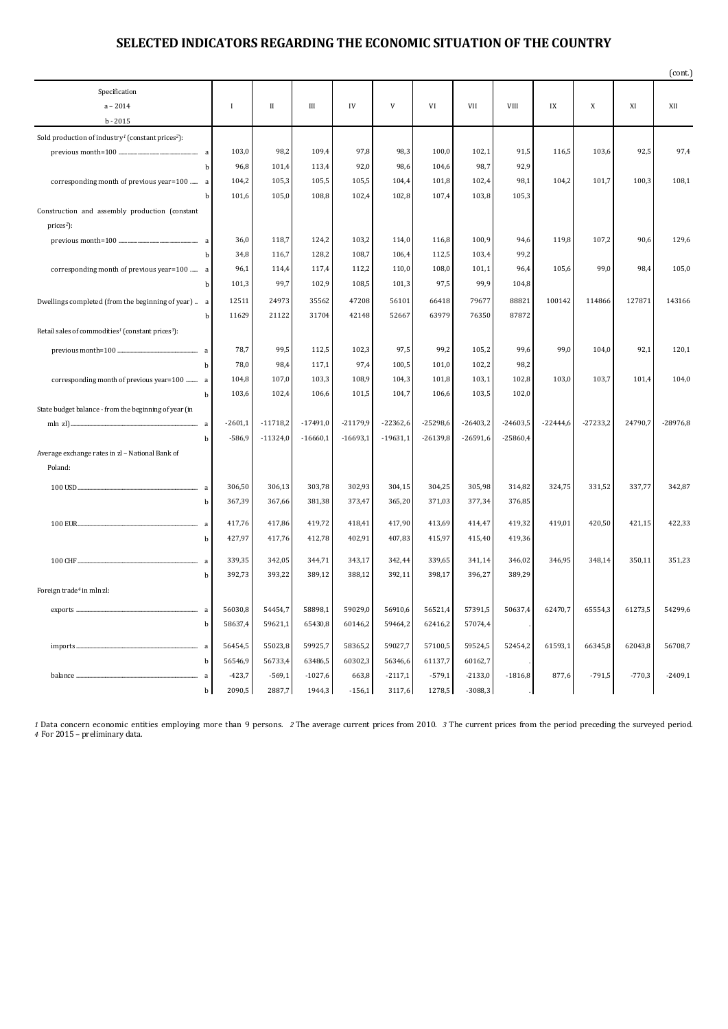# SELECTED INDICATORS REGARDING THE ECONOMIC SITUATION OF THE COUNTRY

(cont.)

| Specification<br>a – 2014<br>b - 2015 | | I | II | III | IV | V | VI | VII | VIII | IX | X | XI | XII |
|---|---|---|---|---|---|---|---|---|---|---|---|---|---|
| Sold production of industry[1] (constant prices[2]): | | | | | | | | | | | | | |
| previous month=100 | a | 103,0 | 98,2 | 109,4 | 97,8 | 98,3 | 100,0 | 102,1 | 91,5 | 116,5 | 103,6 | 92,5 | 97,4 |
| | b | 96,8 | 101,4 | 113,4 | 92,0 | 98,6 | 104,6 | 98,7 | 92,9 | | | | |
| corresponding month of previous year=100 | a | 104,2 | 105,3 | 105,5 | 105,5 | 104,4 | 101,8 | 102,4 | 98,1 | 104,2 | 101,7 | 100,3 | 108,1 |
| | b | 101,6 | 105,0 | 108,8 | 102,4 | 102,8 | 107,4 | 103,8 | 105,3 | | | | |
| Construction and assembly production (constant prices[2]): | | | | | | | | | | | | | |
| previous month=100 | a | 36,0 | 118,7 | 124,2 | 103,2 | 114,0 | 116,8 | 100,9 | 94,6 | 119,8 | 107,2 | 90,6 | 129,6 |
| | b | 34,8 | 116,7 | 128,2 | 108,7 | 106,4 | 112,5 | 103,4 | 99,2 | | | | |
| corresponding month of previous year=100 | a | 96,1 | 114,4 | 117,4 | 112,2 | 110,0 | 108,0 | 101,1 | 96,4 | 105,6 | 99,0 | 98,4 | 105,0 |
| | b | 101,3 | 99,7 | 102,9 | 108,5 | 101,3 | 97,5 | 99,9 | 104,8 | | | | |
| Dwellings completed (from the beginning of year) | a | 12511 | 24973 | 35562 | 47208 | 56101 | 66418 | 79677 | 88821 | 100142 | 114866 | 127871 | 143166 |
| | b | 11629 | 21122 | 31704 | 42148 | 52667 | 63979 | 76350 | 87872 | | | | |
| Retail sales of commodities[1] (constant prices[3]): | | | | | | | | | | | | | |
| previous month=100 | a | 78,7 | 99,5 | 112,5 | 102,3 | 97,5 | 99,2 | 105,2 | 99,6 | 99,0 | 104,0 | 92,1 | 120,1 |
| | b | 78,0 | 98,4 | 117,1 | 97,4 | 100,5 | 101,0 | 102,2 | 98,2 | | | | |
| corresponding month of previous year=100 | a | 104,8 | 107,0 | 103,3 | 108,9 | 104,3 | 101,8 | 103,1 | 102,8 | 103,0 | 103,7 | 101,4 | 104,0 |
| | b | 103,6 | 102,4 | 106,6 | 101,5 | 104,7 | 106,6 | 103,5 | 102,0 | | | | |
| State budget balance - from the beginning of year (in mln zl) | a | -2601,1 | -11718,2 | -17491,0 | -21179,9 | -22362,6 | -25298,6 | -26403,2 | -24603,5 | -22444,6 | -27233,2 | 24790,7 | -28976,8 |
| | b | -586,9 | -11324,0 | -16660,1 | -16693,1 | -19631,1 | -26139,8 | -26591,6 | -25860,4 | | | | |
| Average exchange rates in zl – National Bank of Poland: | | | | | | | | | | | | | |
| 100 USD | a | 306,50 | 306,13 | 303,78 | 302,93 | 304,15 | 304,25 | 305,98 | 314,82 | 324,75 | 331,52 | 337,77 | 342,87 |
| | b | 367,39 | 367,66 | 381,38 | 373,47 | 365,20 | 371,03 | 377,34 | 376,85 | | | | |
| 100 EUR | a | 417,76 | 417,86 | 419,72 | 418,41 | 417,90 | 413,69 | 414,47 | 419,32 | 419,01 | 420,50 | 421,15 | 422,33 |
| | b | 427,97 | 417,76 | 412,78 | 402,91 | 407,83 | 415,97 | 415,40 | 419,36 | | | | |
| 100 CHF | a | 339,35 | 342,05 | 344,71 | 343,17 | 342,44 | 339,65 | 341,14 | 346,02 | 346,95 | 348,14 | 350,11 | 351,23 |
| | b | 392,73 | 393,22 | 389,12 | 388,12 | 392,11 | 398,17 | 396,27 | 389,29 | | | | |
| Foreign trade[4] in mln zl: | | | | | | | | | | | | | |
| exports | a | 56030,8 | 54454,7 | 58898,1 | 59029,0 | 56910,6 | 56521,4 | 57391,5 | 50637,4 | 62470,7 | 65554,3 | 61273,5 | 54299,6 |
| | b | 58637,4 | 59621,1 | 65430,8 | 60146,2 | 59464,2 | 62416,2 | 57074,4 | . | | | | |
| imports | a | 56454,5 | 55023,8 | 59925,7 | 58365,2 | 59027,7 | 57100,5 | 59524,5 | 52454,2 | 61593,1 | 66345,8 | 62043,8 | 56708,7 |
| | b | 56546,9 | 56733,4 | 63486,5 | 60302,3 | 56346,6 | 61137,7 | 60162,7 | . | | | | |
| balance | a | -423,7 | -569,1 | -1027,6 | 663,8 | -2117,1 | -579,1 | -2133,0 | -1816,8 | 877,6 | -791,5 | -770,3 | -2409,1 |
| | b | 2090,5 | 2887,7 | 1944,3 | -156,1 | 3117,6 | 1278,5 | -3088,3 | . | | | | |

*1* Data concern economic entities employing more than 9 persons. *2* The average current prices from 2010. *3* The current prices from the period preceding the surveyed period. *4* For 2015 – preliminary data.